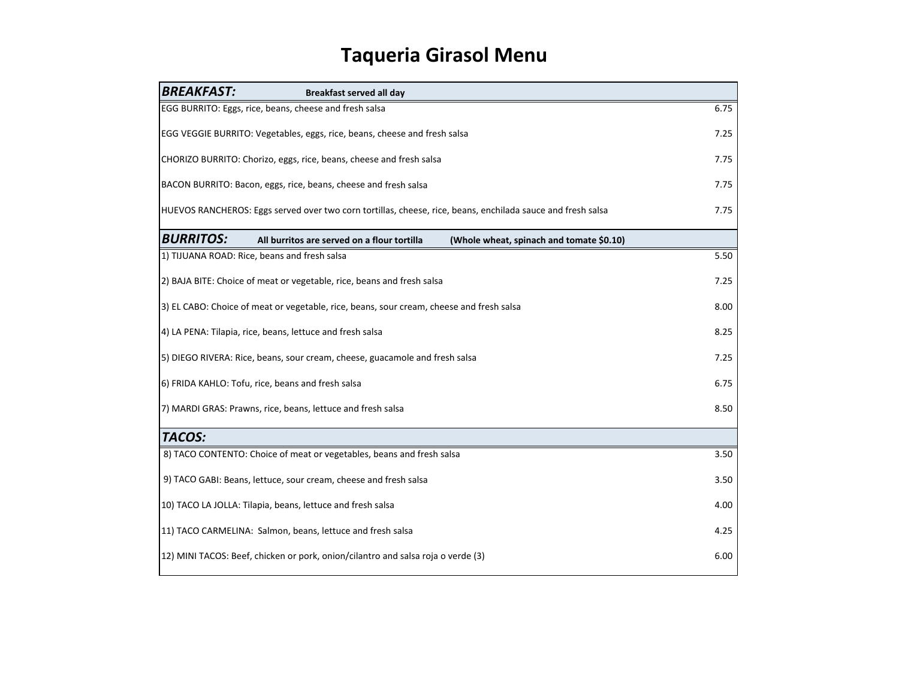# Taqueria Girasol Menu

| ***BREAKFAST:*** **Breakfast served all day** | |
|---|---|
| EGG BURRITO: Eggs, rice, beans, cheese and fresh salsa | 6.75 |
| EGG VEGGIE BURRITO: Vegetables, eggs, rice, beans, cheese and fresh salsa | 7.25 |
| CHORIZO BURRITO: Chorizo, eggs, rice, beans, cheese and fresh salsa | 7.75 |
| BACON BURRITO: Bacon, eggs, rice, beans, cheese and fresh salsa | 7.75 |
| HUEVOS RANCHEROS: Eggs served over two corn tortillas, cheese, rice, beans, enchilada sauce and fresh salsa | 7.75 |
| ***BURRITOS:*** **All burritos are served on a flour tortilla** **(Whole wheat, spinach and tomate $0.10)** | |
| 1) TIJUANA ROAD: Rice, beans and fresh salsa | 5.50 |
| 2) BAJA BITE: Choice of meat or vegetable, rice, beans and fresh salsa | 7.25 |
| 3) EL CABO: Choice of meat or vegetable, rice, beans, sour cream, cheese and fresh salsa | 8.00 |
| 4) LA PENA: Tilapia, rice, beans, lettuce and fresh salsa | 8.25 |
| 5) DIEGO RIVERA: Rice, beans, sour cream, cheese, guacamole and fresh salsa | 7.25 |
| 6) FRIDA KAHLO: Tofu, rice, beans and fresh salsa | 6.75 |
| 7) MARDI GRAS: Prawns, rice, beans, lettuce and fresh salsa | 8.50 |
| ***TACOS:*** | |
| 8) TACO CONTENTO: Choice of meat or vegetables, beans and fresh salsa | 3.50 |
| 9) TACO GABI: Beans, lettuce, sour cream, cheese and fresh salsa | 3.50 |
| 10) TACO LA JOLLA: Tilapia, beans, lettuce and fresh salsa | 4.00 |
| 11) TACO CARMELINA: Salmon, beans, lettuce and fresh salsa | 4.25 |
| 12) MINI TACOS: Beef, chicken or pork, onion/cilantro and salsa roja o verde (3) | 6.00 |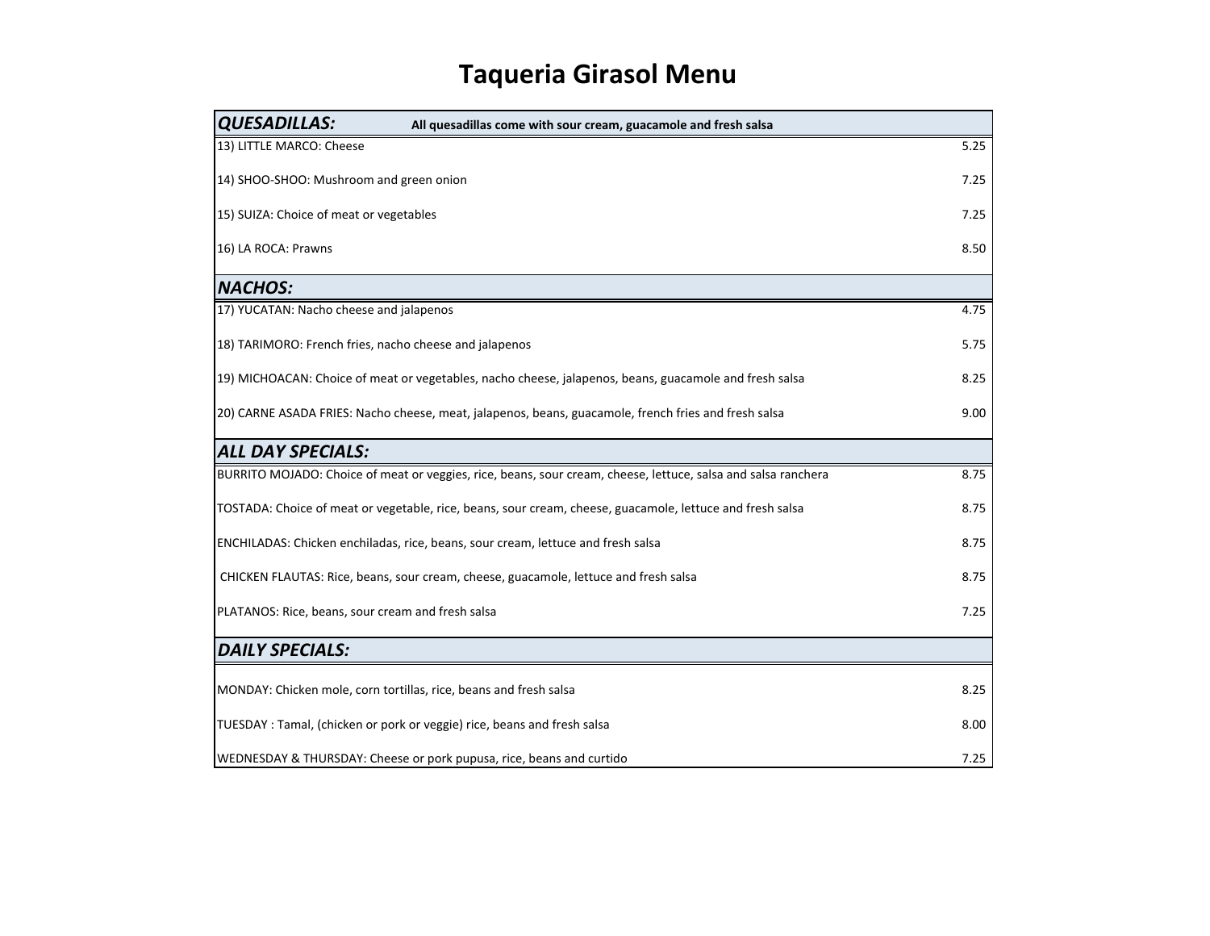# Taqueria Girasol Menu

| | |
|---|---|
| ***QUESADILLAS:*** **All quesadillas come with sour cream, guacamole and fresh salsa** | |
| 13) LITTLE MARCO: Cheese | 5.25 |
| 14) SHOO-SHOO: Mushroom and green onion | 7.25 |
| 15) SUIZA: Choice of meat or vegetables | 7.25 |
| 16) LA ROCA: Prawns | 8.50 |
| ***NACHOS:*** | |
| 17) YUCATAN: Nacho cheese and jalapenos | 4.75 |
| 18) TARIMORO: French fries, nacho cheese and jalapenos | 5.75 |
| 19) MICHOACAN: Choice of meat or vegetables, nacho cheese, jalapenos, beans, guacamole and fresh salsa | 8.25 |
| 20) CARNE ASADA FRIES: Nacho cheese, meat, jalapenos, beans, guacamole, french fries and fresh salsa | 9.00 |
| ***ALL DAY SPECIALS:*** | |
| BURRITO MOJADO: Choice of meat or veggies, rice, beans, sour cream, cheese, lettuce, salsa and salsa ranchera | 8.75 |
| TOSTADA: Choice of meat or vegetable, rice, beans, sour cream, cheese, guacamole, lettuce and fresh salsa | 8.75 |
| ENCHILADAS: Chicken enchiladas, rice, beans, sour cream, lettuce and fresh salsa | 8.75 |
| CHICKEN FLAUTAS: Rice, beans, sour cream, cheese, guacamole, lettuce and fresh salsa | 8.75 |
| PLATANOS: Rice, beans, sour cream and fresh salsa | 7.25 |
| ***DAILY SPECIALS:*** | |
| MONDAY: Chicken mole, corn tortillas, rice, beans and fresh salsa | 8.25 |
| TUESDAY : Tamal, (chicken or pork or veggie) rice, beans and fresh salsa | 8.00 |
| WEDNESDAY & THURSDAY: Cheese or pork pupusa, rice, beans and curtido | 7.25 |